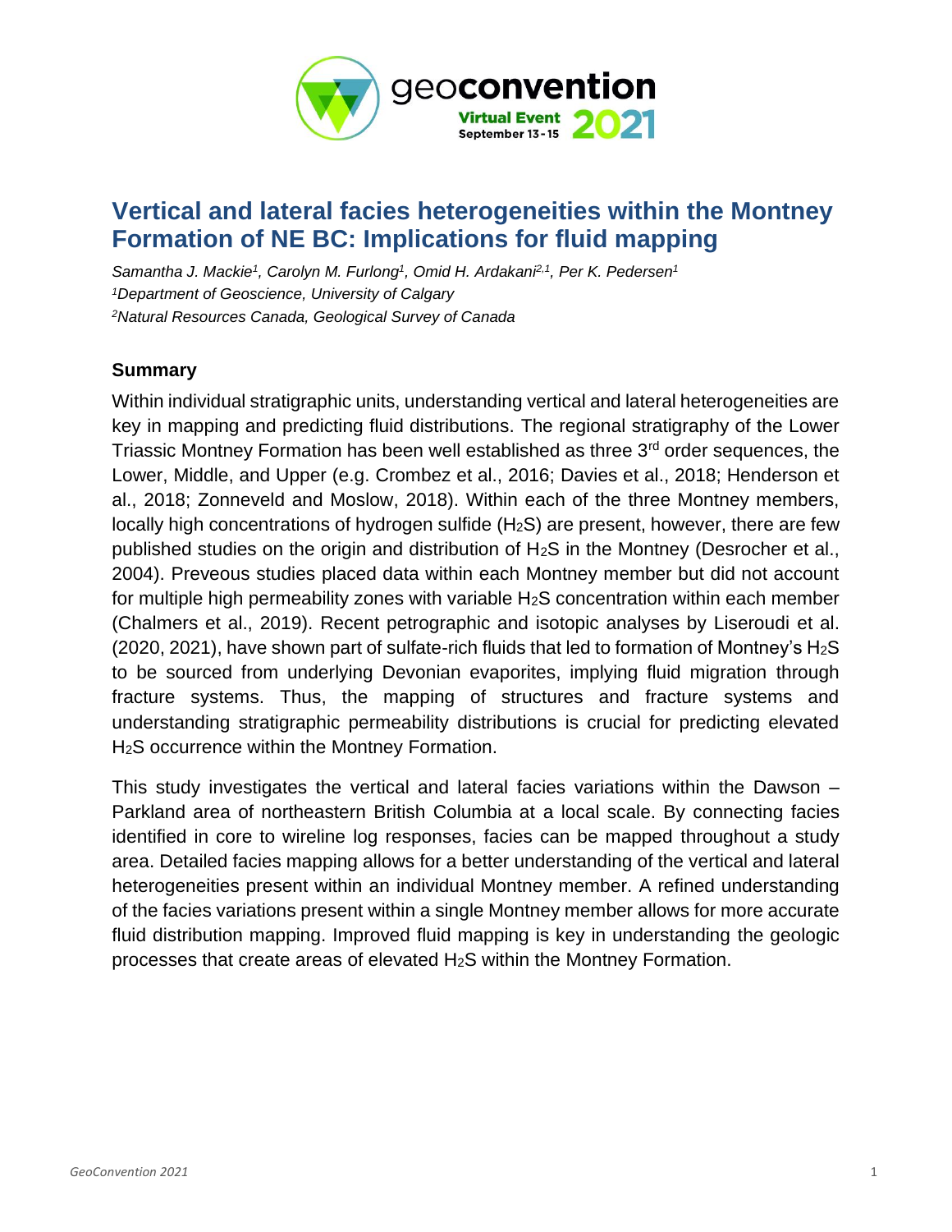# Vertical and lateral facies heterogeneities within the Montney Formation of NE BC: Implications for fluid mapping

*Samantha J. Mackie[1], Carolyn M. Furlong[1], Omid H. Ardakani[2,1], Per K. Pedersen[1]*
*[1]Department of Geoscience, University of Calgary*
*[2]Natural Resources Canada, Geological Survey of Canada*

## Summary

Within individual stratigraphic units, understanding vertical and lateral heterogeneities are key in mapping and predicting fluid distributions. The regional stratigraphy of the Lower Triassic Montney Formation has been well established as three 3rd order sequences, the Lower, Middle, and Upper (e.g. Crombez et al., 2016; Davies et al., 2018; Henderson et al., 2018; Zonneveld and Moslow, 2018). Within each of the three Montney members, locally high concentrations of hydrogen sulfide ($H_2S$) are present, however, there are few published studies on the origin and distribution of $H_2S$ in the Montney (Desrocher et al., 2004). Preveous studies placed data within each Montney member but did not account for multiple high permeability zones with variable $H_2S$ concentration within each member (Chalmers et al., 2019). Recent petrographic and isotopic analyses by Liseroudi et al. (2020, 2021), have shown part of sulfate-rich fluids that led to formation of Montney's $H_2S$ to be sourced from underlying Devonian evaporites, implying fluid migration through fracture systems. Thus, the mapping of structures and fracture systems and understanding stratigraphic permeability distributions is crucial for predicting elevated $H_2S$ occurrence within the Montney Formation.

This study investigates the vertical and lateral facies variations within the Dawson – Parkland area of northeastern British Columbia at a local scale. By connecting facies identified in core to wireline log responses, facies can be mapped throughout a study area. Detailed facies mapping allows for a better understanding of the vertical and lateral heterogeneities present within an individual Montney member. A refined understanding of the facies variations present within a single Montney member allows for more accurate fluid distribution mapping. Improved fluid mapping is key in understanding the geologic processes that create areas of elevated $H_2S$ within the Montney Formation.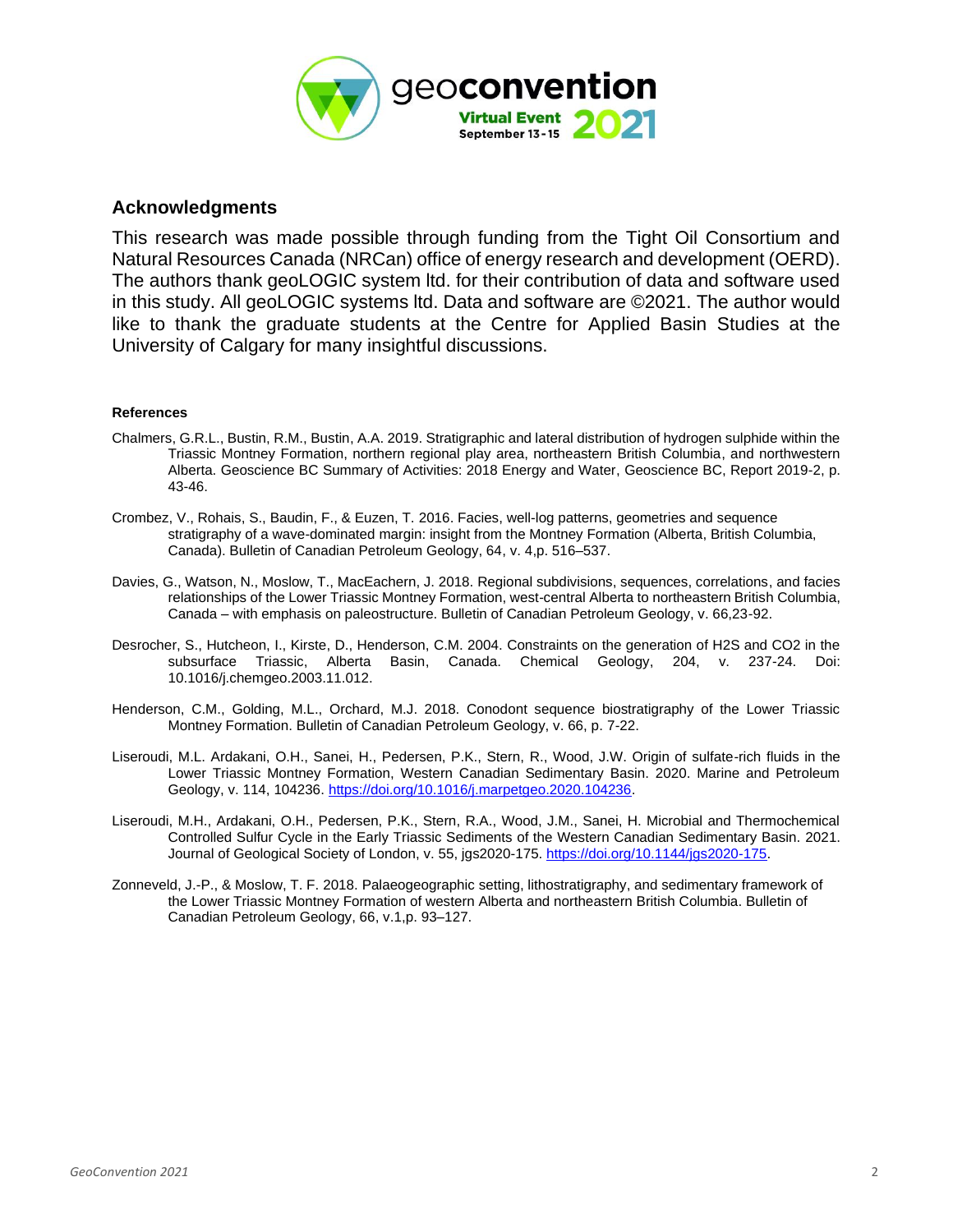## Acknowledgments

This research was made possible through funding from the Tight Oil Consortium and Natural Resources Canada (NRCan) office of energy research and development (OERD). The authors thank geoLOGIC system ltd. for their contribution of data and software used in this study. All geoLOGIC systems ltd. Data and software are ©2021. The author would like to thank the graduate students at the Centre for Applied Basin Studies at the University of Calgary for many insightful discussions.

#### References

Chalmers, G.R.L., Bustin, R.M., Bustin, A.A. 2019. Stratigraphic and lateral distribution of hydrogen sulphide within the Triassic Montney Formation, northern regional play area, northeastern British Columbia, and northwestern Alberta. Geoscience BC Summary of Activities: 2018 Energy and Water, Geoscience BC, Report 2019-2, p. 43-46.

Crombez, V., Rohais, S., Baudin, F., & Euzen, T. 2016. Facies, well-log patterns, geometries and sequence stratigraphy of a wave-dominated margin: insight from the Montney Formation (Alberta, British Columbia, Canada). Bulletin of Canadian Petroleum Geology, 64, v. 4,p. 516–537.

Davies, G., Watson, N., Moslow, T., MacEachern, J. 2018. Regional subdivisions, sequences, correlations, and facies relationships of the Lower Triassic Montney Formation, west-central Alberta to northeastern British Columbia, Canada – with emphasis on paleostructure. Bulletin of Canadian Petroleum Geology, v. 66,23-92.

Desrocher, S., Hutcheon, I., Kirste, D., Henderson, C.M. 2004. Constraints on the generation of H2S and CO2 in the subsurface Triassic, Alberta Basin, Canada. Chemical Geology, 204, v. 237-24. Doi: 10.1016/j.chemgeo.2003.11.012.

Henderson, C.M., Golding, M.L., Orchard, M.J. 2018. Conodont sequence biostratigraphy of the Lower Triassic Montney Formation. Bulletin of Canadian Petroleum Geology, v. 66, p. 7-22.

Liseroudi, M.L. Ardakani, O.H., Sanei, H., Pedersen, P.K., Stern, R., Wood, J.W. Origin of sulfate-rich fluids in the Lower Triassic Montney Formation, Western Canadian Sedimentary Basin. 2020. Marine and Petroleum Geology, v. 114, 104236. https://doi.org/10.1016/j.marpetgeo.2020.104236.

Liseroudi, M.H., Ardakani, O.H., Pedersen, P.K., Stern, R.A., Wood, J.M., Sanei, H. Microbial and Thermochemical Controlled Sulfur Cycle in the Early Triassic Sediments of the Western Canadian Sedimentary Basin. 2021. Journal of Geological Society of London, v. 55, jgs2020-175. https://doi.org/10.1144/jgs2020-175.

Zonneveld, J.-P., & Moslow, T. F. 2018. Palaeogeographic setting, lithostratigraphy, and sedimentary framework of the Lower Triassic Montney Formation of western Alberta and northeastern British Columbia. Bulletin of Canadian Petroleum Geology, 66, v.1,p. 93–127.